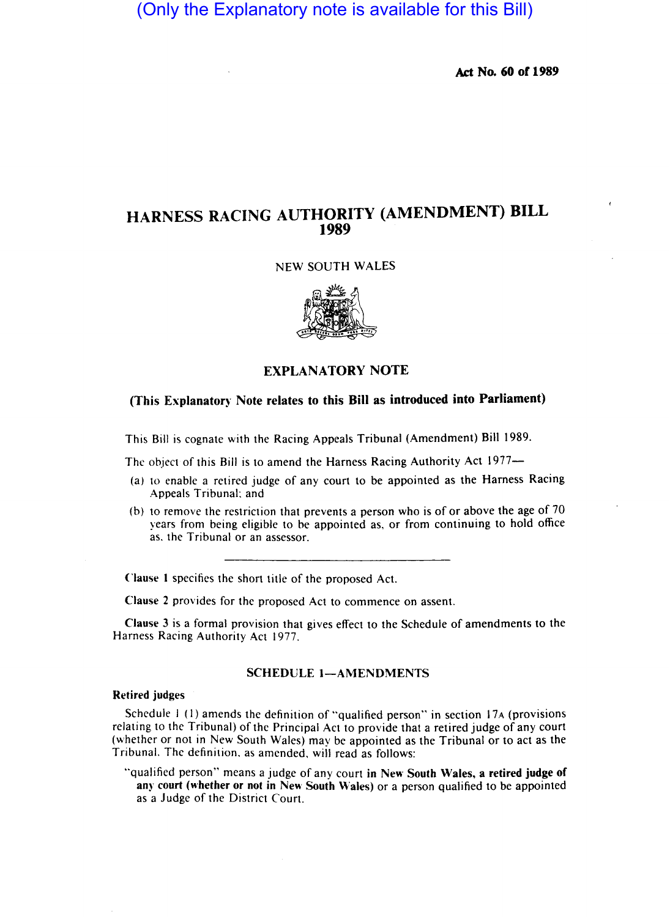(Only the Explanatory note is available for this Bill)

**Act No. 60 of 1989**

# HARNESS RACING AUTHORITY (AMENDMENT) BILL 1989

NEW SOUTH WALES

## EXPLANATORY NOTE

### (This Explanatory Note relates to this Bill as introduced into Parliament)

This Bill is cognate with the Racing Appeals Tribunal (Amendment) Bill 1989.

The object of this Bill is to amend the Harness Racing Authority Act 1977—

(a) to enable a retired judge of any court to be appointed as the Harness Racing Appeals Tribunal; and

(b) to remove the restriction that prevents a person who is of or above the age of 70 years from being eligible to be appointed as, or from continuing to hold office as, the Tribunal or an assessor.

---

**Clause 1** specifies the short title of the proposed Act.

**Clause 2** provides for the proposed Act to commence on assent.

**Clause 3** is a formal provision that gives effect to the Schedule of amendments to the Harness Racing Authority Act 1977.

### SCHEDULE 1—AMENDMENTS

**Retired judges**

Schedule 1 (1) amends the definition of "qualified person" in section 17A (provisions relating to the Tribunal) of the Principal Act to provide that a retired judge of any court (whether or not in New South Wales) may be appointed as the Tribunal or to act as the Tribunal. The definition, as amended, will read as follows:

"qualified person" means a judge of any court **in New South Wales, a retired judge of any court (whether or not in New South Wales)** or a person qualified to be appointed as a Judge of the District Court.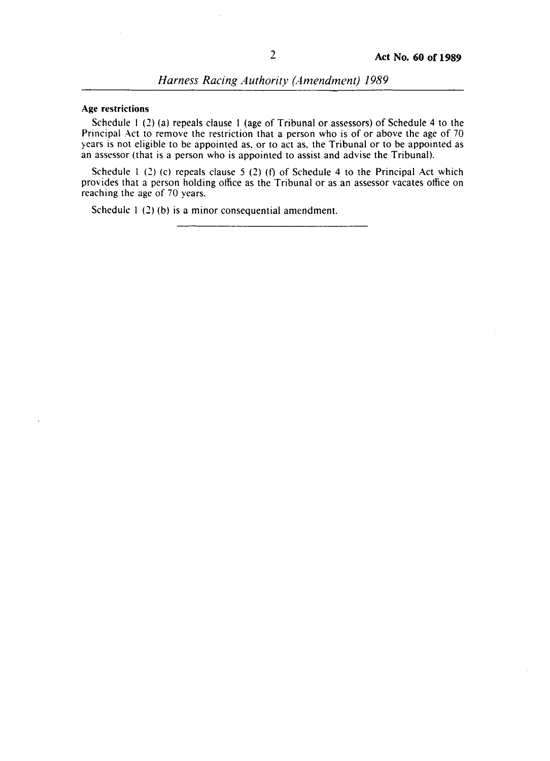**Age restrictions**

Schedule 1 (2) (a) repeals clause 1 (age of Tribunal or assessors) of Schedule 4 to the Principal Act to remove the restriction that a person who is of or above the age of 70 years is not eligible to be appointed as, or to act as, the Tribunal or to be appointed as an assessor (that is a person who is appointed to assist and advise the Tribunal).

Schedule 1 (2) (c) repeals clause 5 (2) (f) of Schedule 4 to the Principal Act which provides that a person holding office as the Tribunal or as an assessor vacates office on reaching the age of 70 years.

Schedule 1 (2) (b) is a minor consequential amendment.

---